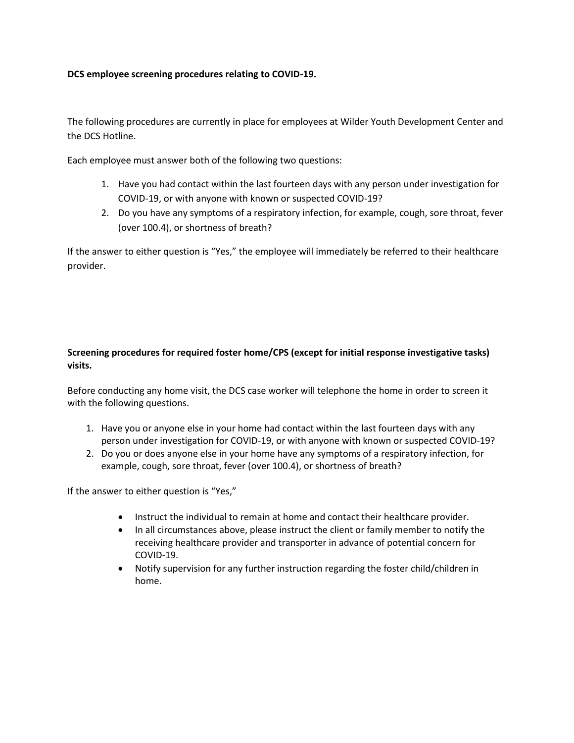**DCS employee screening procedures relating to COVID-19.**

The following procedures are currently in place for employees at Wilder Youth Development Center and the DCS Hotline.

Each employee must answer both of the following two questions:

1. Have you had contact within the last fourteen days with any person under investigation for COVID-19, or with anyone with known or suspected COVID-19?
2. Do you have any symptoms of a respiratory infection, for example, cough, sore throat, fever (over 100.4), or shortness of breath?

If the answer to either question is "Yes," the employee will immediately be referred to their healthcare provider.

**Screening procedures for required foster home/CPS (except for initial response investigative tasks) visits.**

Before conducting any home visit, the DCS case worker will telephone the home in order to screen it with the following questions.

1. Have you or anyone else in your home had contact within the last fourteen days with any person under investigation for COVID-19, or with anyone with known or suspected COVID-19?
2. Do you or does anyone else in your home have any symptoms of a respiratory infection, for example, cough, sore throat, fever (over 100.4), or shortness of breath?

If the answer to either question is "Yes,"

- Instruct the individual to remain at home and contact their healthcare provider.
- In all circumstances above, please instruct the client or family member to notify the receiving healthcare provider and transporter in advance of potential concern for COVID-19.
- Notify supervision for any further instruction regarding the foster child/children in home.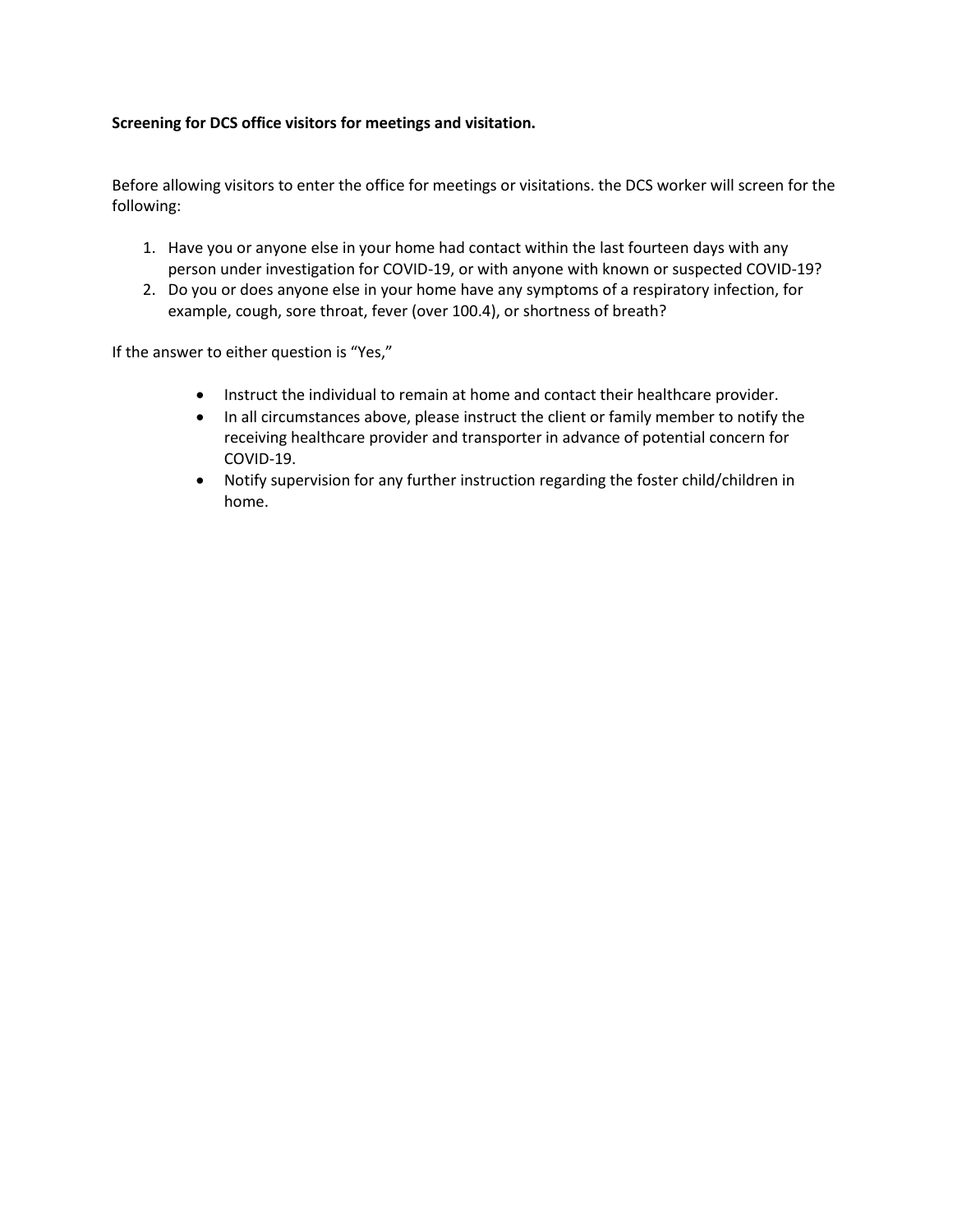**Screening for DCS office visitors for meetings and visitation.**

Before allowing visitors to enter the office for meetings or visitations. the DCS worker will screen for the following:

1. Have you or anyone else in your home had contact within the last fourteen days with any person under investigation for COVID-19, or with anyone with known or suspected COVID-19?
2. Do you or does anyone else in your home have any symptoms of a respiratory infection, for example, cough, sore throat, fever (over 100.4), or shortness of breath?

If the answer to either question is "Yes,"

- Instruct the individual to remain at home and contact their healthcare provider.
- In all circumstances above, please instruct the client or family member to notify the receiving healthcare provider and transporter in advance of potential concern for COVID-19.
- Notify supervision for any further instruction regarding the foster child/children in home.